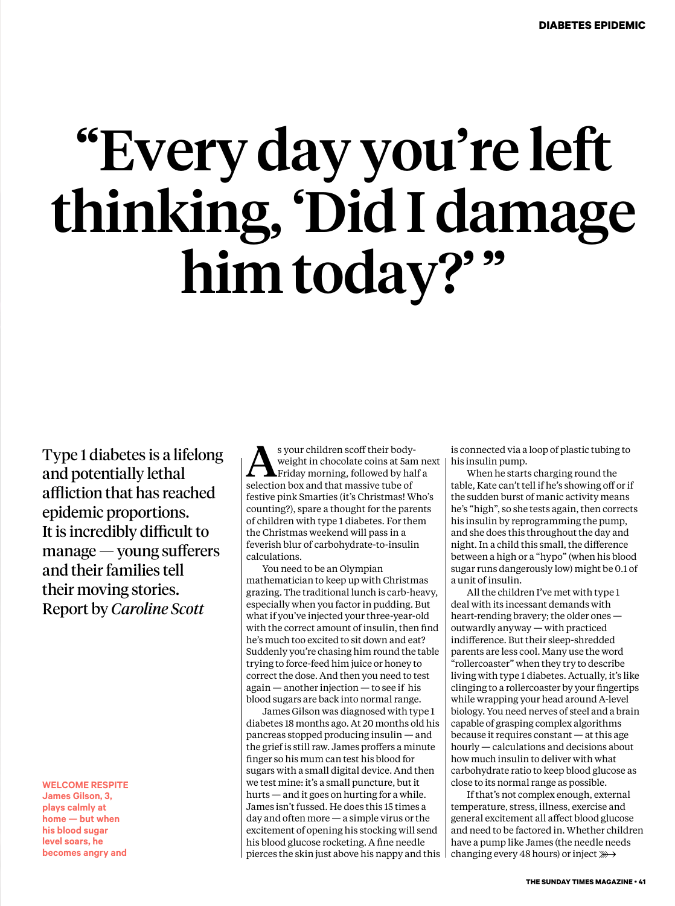# "Every day you're left thinking, 'Did I damage him today?'"

Type 1 diabetes is a lifelong and potentially lethal affliction that has reached epidemic proportions. It is incredibly difficult to manage — young sufferers and their families tell their moving stories. Report by *Caroline Scott*

**WELCOME RESPITE James Gilson, 3, plays calmly at home — but when his blood sugar level soars, he becomes angry and**

As your children scoff their bodyweight in chocolate coins at 5am next Friday morning, followed by half a selection box and that massive tube of festive pink Smarties (it's Christmas! Who's counting?), spare a thought for the parents of children with type 1 diabetes. For them the Christmas weekend will pass in a feverish blur of carbohydrate-to-insulin calculations.

You need to be an Olympian mathematician to keep up with Christmas grazing. The traditional lunch is carb-heavy, especially when you factor in pudding. But what if you've injected your three-year-old with the correct amount of insulin, then find he's much too excited to sit down and eat? Suddenly you're chasing him round the table trying to force-feed him juice or honey to correct the dose. And then you need to test again — another injection — to see if his blood sugars are back into normal range.

James Gilson was diagnosed with type 1 diabetes 18 months ago. At 20 months old his pancreas stopped producing insulin — and the grief is still raw. James proffers a minute finger so his mum can test his blood for sugars with a small digital device. And then we test mine: it's a small puncture, but it hurts — and it goes on hurting for a while. James isn't fussed. He does this 15 times a day and often more — a simple virus or the excitement of opening his stocking will send his blood glucose rocketing. A fine needle pierces the skin just above his nappy and this is connected via a loop of plastic tubing to his insulin pump.

When he starts charging round the table, Kate can't tell if he's showing off or if the sudden burst of manic activity means he's "high", so she tests again, then corrects his insulin by reprogramming the pump, and she does this throughout the day and night. In a child this small, the difference between a high or a "hypo" (when his blood sugar runs dangerously low) might be 0.1 of a unit of insulin.

All the children I've met with type 1 deal with its incessant demands with heart-rending bravery; the older ones — outwardly anyway — with practiced indifference. But their sleep-shredded parents are less cool. Many use the word "rollercoaster" when they try to describe living with type 1 diabetes. Actually, it's like clinging to a rollercoaster by your fingertips while wrapping your head around A-level biology. You need nerves of steel and a brain capable of grasping complex algorithms because it requires constant — at this age hourly — calculations and decisions about how much insulin to deliver with what carbohydrate ratio to keep blood glucose as close to its normal range as possible.

If that's not complex enough, external temperature, stress, illness, exercise and general excitement all affect blood glucose and need to be factored in. Whether children have a pump like James (the needle needs changing every 48 hours) or inject ⋙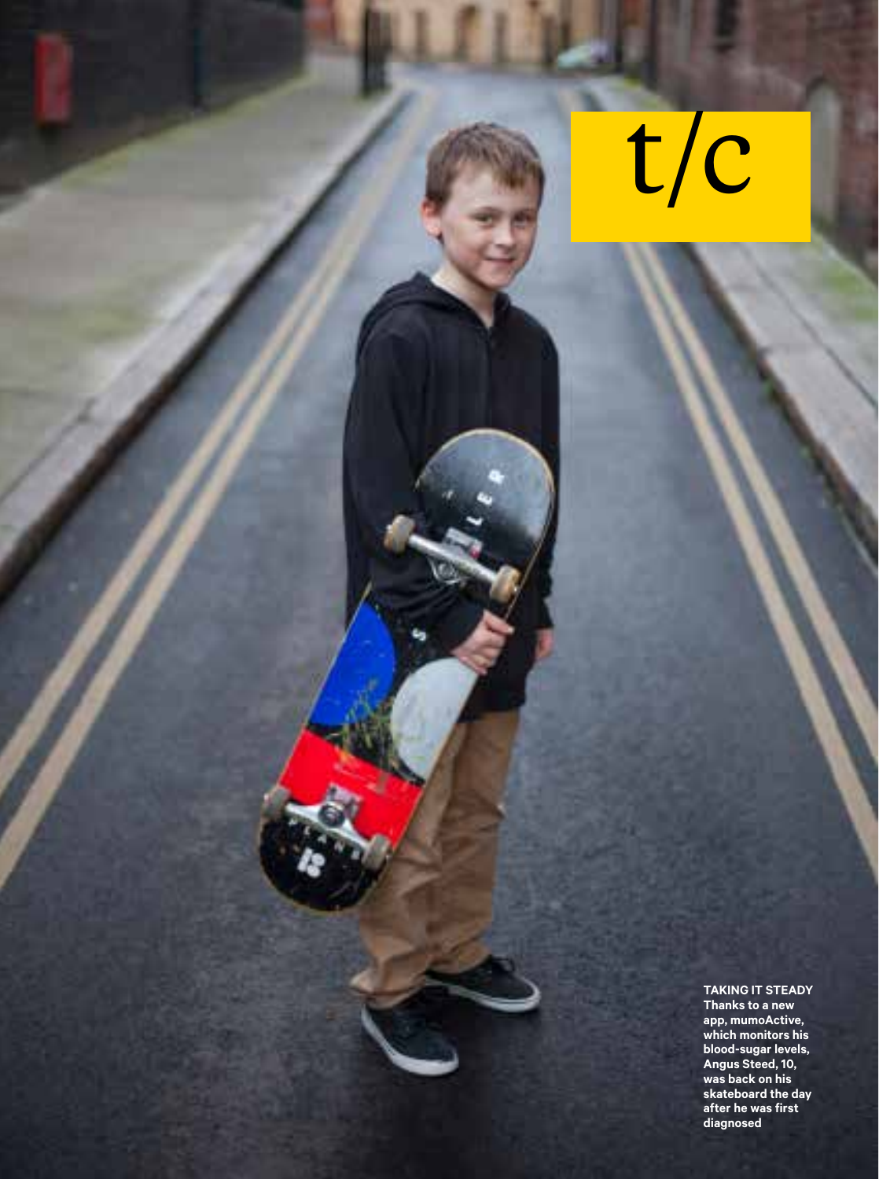t/c

**TAKING IT STEADY**
**Thanks to a new app, mumoActive, which monitors his blood-sugar levels, Angus Steed, 10, was back on his skateboard the day after he was first diagnosed**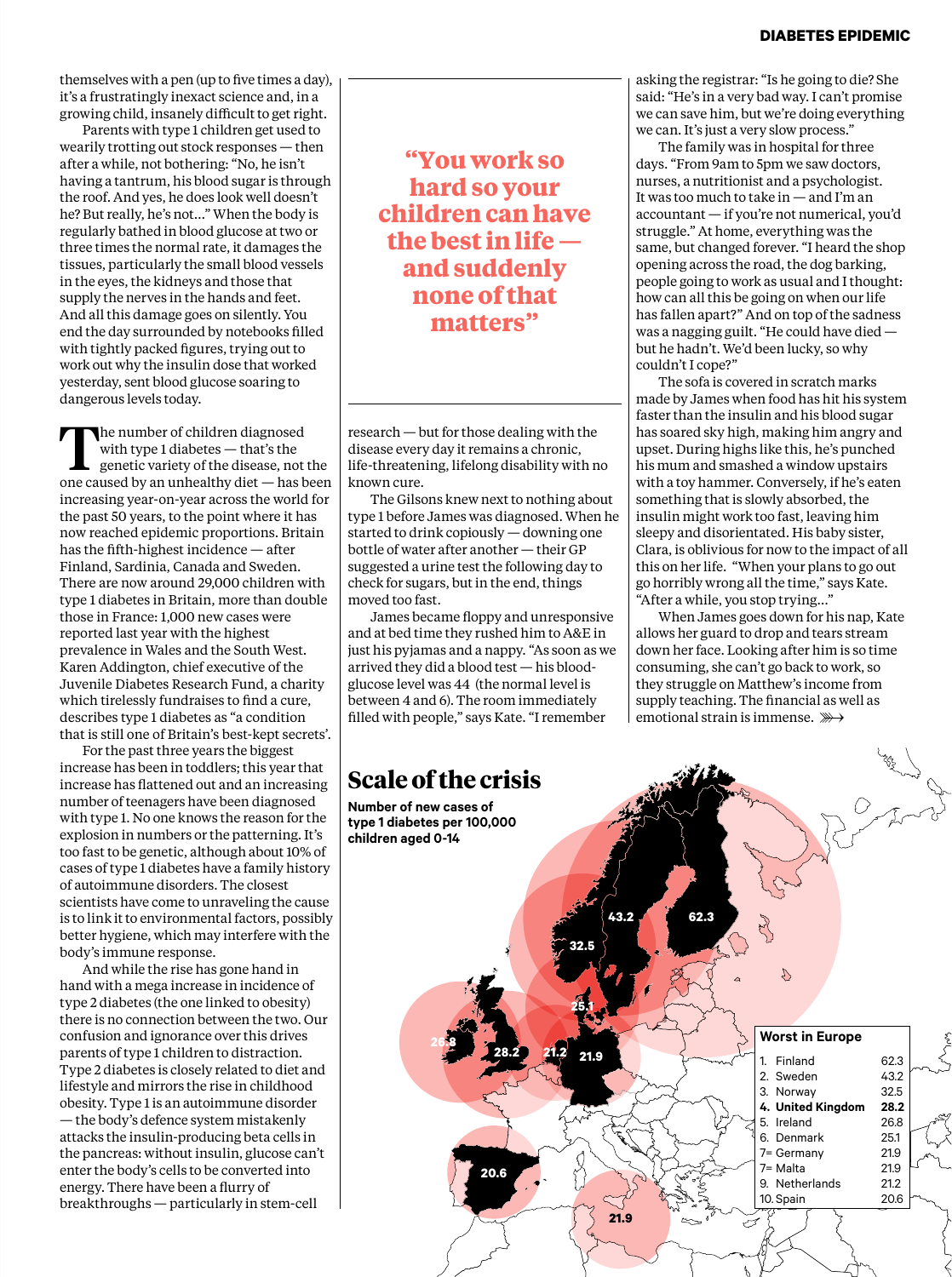themselves with a pen (up to five times a day), it's a frustratingly inexact science and, in a growing child, insanely difficult to get right.

Parents with type 1 children get used to wearily trotting out stock responses — then after a while, not bothering: "No, he isn't having a tantrum, his blood sugar is through the roof. And yes, he does look well doesn't he? But really, he's not…" When the body is regularly bathed in blood glucose at two or three times the normal rate, it damages the tissues, particularly the small blood vessels in the eyes, the kidneys and those that supply the nerves in the hands and feet. And all this damage goes on silently. You end the day surrounded by notebooks filled with tightly packed figures, trying out to work out why the insulin dose that worked yesterday, sent blood glucose soaring to dangerous levels today.

The number of children diagnosed with type 1 diabetes — that's the genetic variety of the disease, not the one caused by an unhealthy diet — has been increasing year-on-year across the world for the past 50 years, to the point where it has now reached epidemic proportions. Britain has the fifth-highest incidence — after Finland, Sardinia, Canada and Sweden. There are now around 29,000 children with type 1 diabetes in Britain, more than double those in France: 1,000 new cases were reported last year with the highest prevalence in Wales and the South West. Karen Addington, chief executive of the Juvenile Diabetes Research Fund, a charity which tirelessly fundraises to find a cure, describes type 1 diabetes as "a condition that is still one of Britain's best-kept secrets".

For the past three years the biggest increase has been in toddlers; this year that increase has flattened out and an increasing number of teenagers have been diagnosed with type 1. No one knows the reason for the explosion in numbers or the patterning. It's too fast to be genetic, although about 10% of cases of type 1 diabetes have a family history of autoimmune disorders. The closest scientists have come to unraveling the cause is to link it to environmental factors, possibly better hygiene, which may interfere with the body's immune response.

And while the rise has gone hand in hand with a mega increase in incidence of type 2 diabetes (the one linked to obesity) there is no connection between the two. Our confusion and ignorance over this drives parents of type 1 children to distraction. Type 2 diabetes is closely related to diet and lifestyle and mirrors the rise in childhood obesity. Type 1 is an autoimmune disorder — the body's defence system mistakenly attacks the insulin-producing beta cells in the pancreas: without insulin, glucose can't enter the body's cells to be converted into energy. There have been a flurry of breakthroughs — particularly in stem-cell research — but for those dealing with the disease every day it remains a chronic, life-threatening, lifelong disability with no known cure.

> **"You work so hard so your children can have the best in life — and suddenly none of that matters"**

The Gilsons knew next to nothing about type 1 before James was diagnosed. When he started to drink copiously — downing one bottle of water after another — their GP suggested a urine test the following day to check for sugars, but in the end, things moved too fast.

James became floppy and unresponsive and at bed time they rushed him to A&E in just his pyjamas and a nappy. "As soon as we arrived they did a blood test — his blood-glucose level was 44 (the normal level is between 4 and 6). The room immediately filled with people," says Kate. "I remember asking the registrar: "Is he going to die? She said: "He's in a very bad way. I can't promise we can save him, but we're doing everything we can. It's just a very slow process."

The family was in hospital for three days. "From 9am to 5pm we saw doctors, nurses, a nutritionist and a psychologist. It was too much to take in — and I'm an accountant — if you're not numerical, you'd struggle." At home, everything was the same, but changed forever. "I heard the shop opening across the road, the dog barking, people going to work as usual and I thought: how can all this be going on when our life has fallen apart?" And on top of the sadness was a nagging guilt. "He could have died — but he hadn't. We'd been lucky, so why couldn't I cope?"

The sofa is covered in scratch marks made by James when food has hit his system faster than the insulin and his blood sugar has soared sky high, making him angry and upset. During highs like this, he's punched his mum and smashed a window upstairs with a toy hammer. Conversely, if he's eaten something that is slowly absorbed, the insulin might work too fast, leaving him sleepy and disorientated. His baby sister, Clara, is oblivious for now to the impact of all this on her life. "When your plans to go out go horribly wrong all the time," says Kate. "After a while, you stop trying…"

When James goes down for his nap, Kate allows her guard to drop and tears stream down her face. Looking after him is so time consuming, she can't go back to work, so they struggle on Matthew's income from supply teaching. The financial as well as emotional strain is immense. ⋙

## Scale of the crisis

**Number of new cases of type 1 diabetes per 100,000 children aged 0-14**

**Worst in Europe**

| Rank | Country | Cases |
|---|---|---|
| 1. | Finland | 62.3 |
| 2. | Sweden | 43.2 |
| 3. | Norway | 32.5 |
| **4.** | **United Kingdom** | **28.2** |
| 5. | Ireland | 26.8 |
| 6. | Denmark | 25.1 |
| 7= | Germany | 21.9 |
| 7= | Malta | 21.9 |
| 9. | Netherlands | 21.2 |
| 10. | Spain | 20.6 |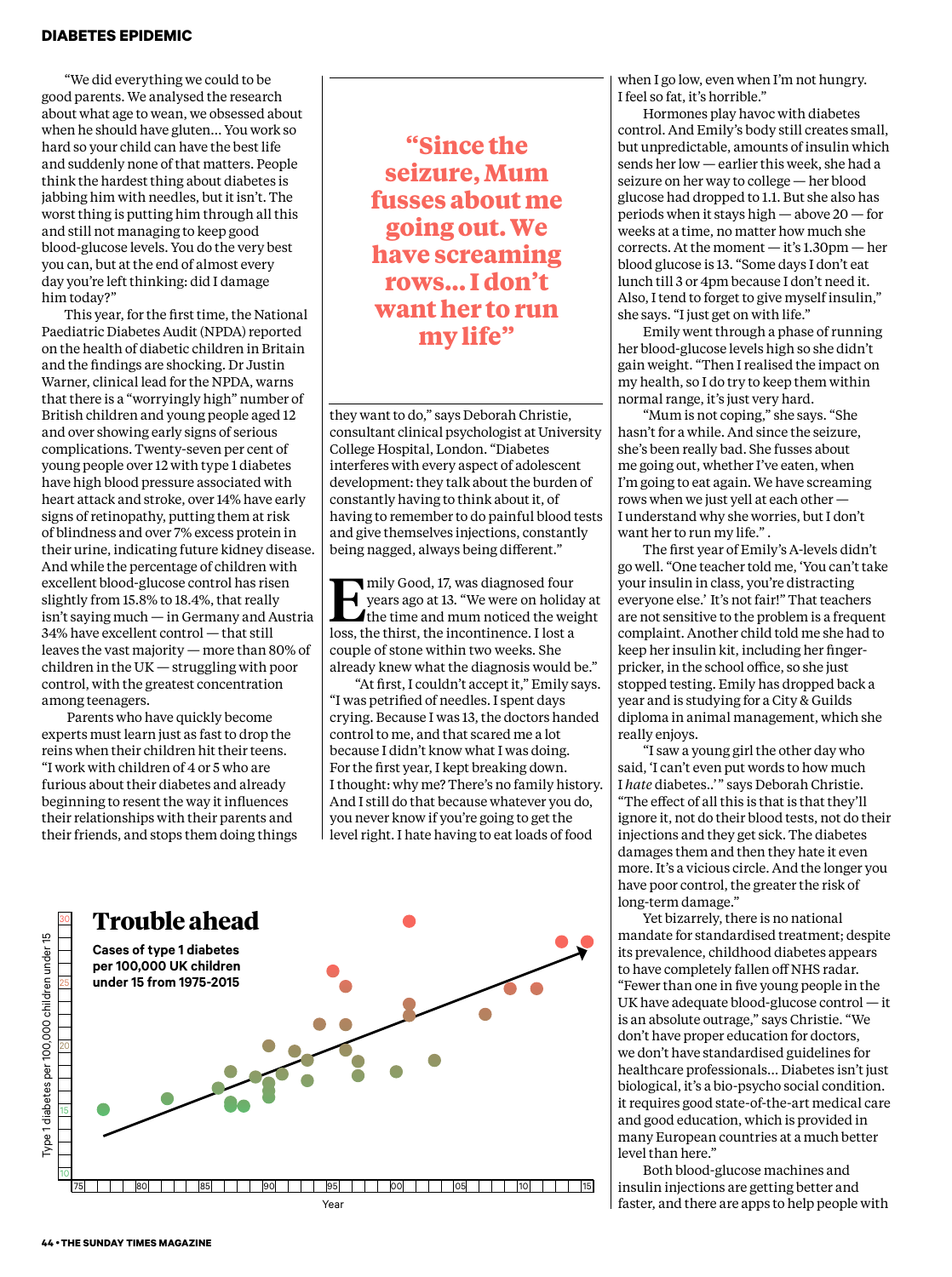"We did everything we could to be good parents. We analysed the research about what age to wean, we obsessed about when he should have gluten... You work so hard so your child can have the best life and suddenly none of that matters. People think the hardest thing about diabetes is jabbing him with needles, but it isn't. The worst thing is putting him through all this and still not managing to keep good blood-glucose levels. You do the very best you can, but at the end of almost every day you're left thinking: did I damage him today?"

This year, for the first time, the National Paediatric Diabetes Audit (NPDA) reported on the health of diabetic children in Britain and the findings are shocking. Dr Justin Warner, clinical lead for the NPDA, warns that there is a "worryingly high" number of British children and young people aged 12 and over showing early signs of serious complications. Twenty-seven per cent of young people over 12 with type 1 diabetes have high blood pressure associated with heart attack and stroke, over 14% have early signs of retinopathy, putting them at risk of blindness and over 7% excess protein in their urine, indicating future kidney disease. And while the percentage of children with excellent blood-glucose control has risen slightly from 15.8% to 18.4%, that really isn't saying much — in Germany and Austria 34% have excellent control — that still leaves the vast majority — more than 80% of children in the UK — struggling with poor control, with the greatest concentration among teenagers.

Parents who have quickly become experts must learn just as fast to drop the reins when their children hit their teens. "I work with children of 4 or 5 who are furious about their diabetes and already beginning to resent the way it influences their relationships with their parents and their friends, and stops them doing things they want to do," says Deborah Christie, consultant clinical psychologist at University College Hospital, London. "Diabetes interferes with every aspect of adolescent development: they talk about the burden of constantly having to think about it, of having to remember to do painful blood tests and give themselves injections, constantly being nagged, always being different."

> **"Since the seizure, Mum fusses about me going out. We have screaming rows... I don't want her to run my life"**

Emily Good, 17, was diagnosed four years ago at 13. "We were on holiday at the time and mum noticed the weight loss, the thirst, the incontinence. I lost a couple of stone within two weeks. She already knew what the diagnosis would be."

"At first, I couldn't accept it," Emily says. "I was petrified of needles. I spent days crying. Because I was 13, the doctors handed control to me, and that scared me a lot because I didn't know what I was doing. For the first year, I kept breaking down. I thought: why me? There's no family history. And I still do that because whatever you do, you never know if you're going to get the level right. I hate having to eat loads of food when I go low, even when I'm not hungry. I feel so fat, it's horrible."

Hormones play havoc with diabetes control. And Emily's body still creates small, but unpredictable, amounts of insulin which sends her low — earlier this week, she had a seizure on her way to college — her blood glucose had dropped to 1.1. But she also has periods when it stays high — above 20 — for weeks at a time, no matter how much she corrects. At the moment — it's 1.30pm — her blood glucose is 13. "Some days I don't eat lunch till 3 or 4pm because I don't need it. Also, I tend to forget to give myself insulin," she says. "I just get on with life."

Emily went through a phase of running her blood-glucose levels high so she didn't gain weight. "Then I realised the impact on my health, so I do try to keep them within normal range, it's just very hard.

"Mum is not coping," she says. "She hasn't for a while. And since the seizure, she's been really bad. She fusses about me going out, whether I've eaten, when I'm going to eat again. We have screaming rows when we just yell at each other — I understand why she worries, but I don't want her to run my life."

The first year of Emily's A-levels didn't go well. "One teacher told me, 'You can't take your insulin in class, you're distracting everyone else.' It's not fair!" That teachers are not sensitive to the problem is a frequent complaint. Another child told me she had to keep her insulin kit, including her finger-pricker, in the school office, so she just stopped testing. Emily has dropped back a year and is studying for a City & Guilds diploma in animal management, which she really enjoys.

"I saw a young girl the other day who said, 'I can't even begin to tell you how much I *hate* diabetes..'" says Deborah Christie. "The effect of all this is that is that they'll ignore it, not do their blood tests, not do their injections and they get sick. The diabetes damages them and then they hate it even more. It's a vicious circle. And the longer you have poor control, the greater the risk of long-term damage."

Yet bizarrely, there is no national mandate for standardised treatment; despite its prevalence, childhood diabetes appears to have completely fallen off NHS radar. "Fewer than one in five young people in the UK have adequate blood-glucose control — it is an absolute outrage," says Christie. "We don't have proper education for doctors, we don't have standardised guidelines for healthcare professionals... Diabetes isn't just biological, it's a bio-psycho social condition. it requires good state-of-the-art medical care and good education, which is provided in many European countries at a much better level than here."

Both blood-glucose machines and insulin injections are getting better and faster, and there are apps to help people with

## Trouble ahead

**Cases of type 1 diabetes per 100,000 UK children under 15 from 1975-2015**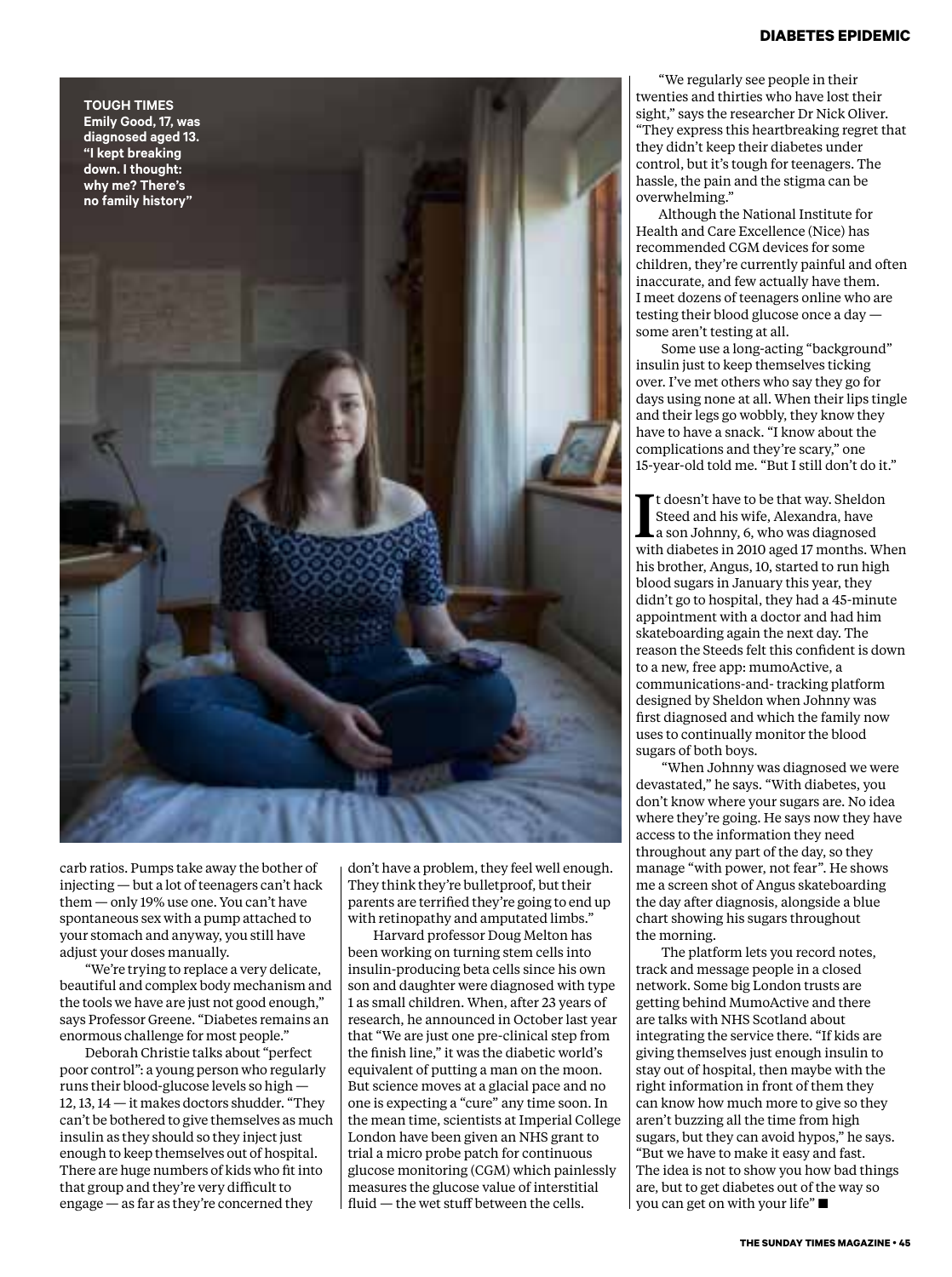**TOUGH TIMES**
**Emily Good, 17, was diagnosed aged 13. "I kept breaking down. I thought: why me? There's no family history"**

carb ratios. Pumps take away the bother of injecting — but a lot of teenagers can't hack them — only 19% use one. You can't have spontaneous sex with a pump attached to your stomach and anyway, you still have adjust your doses manually.

"We're trying to replace a very delicate, beautiful and complex body mechanism and the tools we have are just not good enough," says Professor Greene. "Diabetes remains an enormous challenge for most people."

Deborah Christie talks about "perfect poor control": a young person who regularly runs their blood-glucose levels so high — 12, 13, 14 — it makes doctors shudder. "They can't be bothered to give themselves as much insulin as they should so they inject just enough to keep themselves out of hospital. There are huge numbers of kids who fit into that group and they're very difficult to engage — as far as they're concerned they don't have a problem, they feel well enough. They think they're bulletproof, but their parents are terrified they're going to end up with retinopathy and amputated limbs."

Harvard professor Doug Melton has been working on turning stem cells into insulin-producing beta cells since his own son and daughter were diagnosed with type 1 as small children. When, after 23 years of research, he announced in October last year that "We are just one pre-clinical step from the finish line," it was the diabetic world's equivalent of putting a man on the moon. But science moves at a glacial pace and no one is expecting a "cure" any time soon. In the mean time, scientists at Imperial College London have been given an NHS grant to trial a micro probe patch for continuous glucose monitoring (CGM) which painlessly measures the glucose value of interstitial fluid — the wet stuff between the cells.

"We regularly see people in their twenties and thirties who have lost their sight," says the researcher Dr Nick Oliver. "They express this heartbreaking regret that they didn't keep their diabetes under control, but it's tough for teenagers. The hassle, the pain and the stigma can be overwhelming."

Although the National Institute for Health and Care Excellence (Nice) has recommended CGM devices for some children, they're currently painful and often inaccurate, and few actually have them. I meet dozens of teenagers online who are testing their blood glucose once a day — some aren't testing at all.

Some use a long-acting "background" insulin just to keep themselves ticking over. I've met others who say they go for days using none at all. When their lips tingle and their legs go wobbly, they know they have to have a snack. "I know about the complications and they're scary," one 15-year-old told me. "But I still don't do it."

It doesn't have to be that way. Sheldon Steed and his wife, Alexandra, have a son Johnny, 6, who was diagnosed with diabetes in 2010 aged 17 months. When his brother, Angus, 10, started to run high blood sugars in January this year, they didn't go to hospital, they had a 45-minute appointment with a doctor and had him skateboarding again the next day. The reason the Steeds felt this confident is down to a new, free app: mumoActive, a communications-and- tracking platform designed by Sheldon when Johnny was first diagnosed and which the family now uses to continually monitor the blood sugars of both boys.

"When Johnny was diagnosed we were devastated," he says. "With diabetes, you don't know where your sugars are. No idea where they're going. He says now they have access to the information they need throughout any part of the day, so they manage "with power, not fear". He shows me a screen shot of Angus skateboarding the day after diagnosis, alongside a blue chart showing his sugars throughout the morning.

The platform lets you record notes, track and message people in a closed network. Some big London trusts are getting behind MumoActive and there are talks with NHS Scotland about integrating the service there. "If kids are giving themselves just enough insulin to stay out of hospital, then maybe with the right information in front of them they can know how much more to give so they aren't buzzing all the time from high sugars, but they can avoid hypos," he says. "But we have to make it easy and fast. The idea is not to show you how bad things are, but to get diabetes out of the way so you can get on with your life" ■